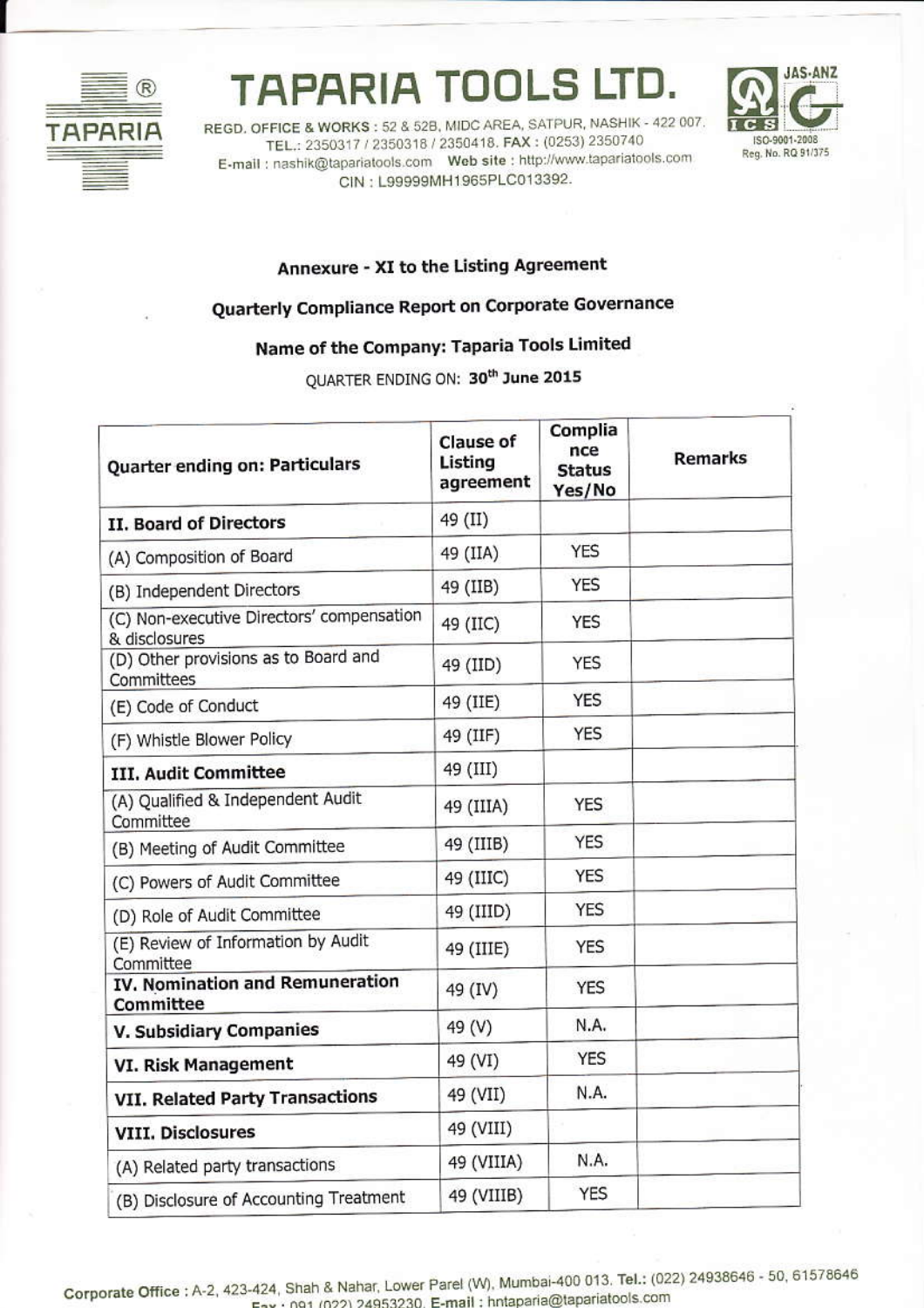# TAPARIA TOOLS LTD.

REGD. OFFICE & WORKS : 52 & 52B, MIDC AREA, SATPUR, NASHIK - 422 007.
TEL.: 2350317 / 2350318 / 2350418. FAX : (0253) 2350740
E-mail : nashik@tapariatools.com Web site : http://www.tapariatools.com
CIN : L99999MH1965PLC013392.

ISO-9001-2008 Reg. No. RQ 91/375

## Annexure - XI to the Listing Agreement

## Quarterly Compliance Report on Corporate Governance

## Name of the Company: Taparia Tools Limited

QUARTER ENDING ON: 30th June 2015

| Quarter ending on: Particulars | Clause of Listing agreement | Compliance Status Yes/No | Remarks |
|---|---|---|---|
| **II. Board of Directors** | 49 (II) | | |
| (A) Composition of Board | 49 (IIA) | YES | |
| (B) Independent Directors | 49 (IIB) | YES | |
| (C) Non-executive Directors' compensation & disclosures | 49 (IIC) | YES | |
| (D) Other provisions as to Board and Committees | 49 (IID) | YES | |
| (E) Code of Conduct | 49 (IIE) | YES | |
| (F) Whistle Blower Policy | 49 (IIF) | YES | |
| **III. Audit Committee** | 49 (III) | | |
| (A) Qualified & Independent Audit Committee | 49 (IIIA) | YES | |
| (B) Meeting of Audit Committee | 49 (IIIB) | YES | |
| (C) Powers of Audit Committee | 49 (IIIC) | YES | |
| (D) Role of Audit Committee | 49 (IIID) | YES | |
| (E) Review of Information by Audit Committee | 49 (IIIE) | YES | |
| **IV. Nomination and Remuneration Committee** | 49 (IV) | YES | |
| **V. Subsidiary Companies** | 49 (V) | N.A. | |
| **VI. Risk Management** | 49 (VI) | YES | |
| **VII. Related Party Transactions** | 49 (VII) | N.A. | |
| **VIII. Disclosures** | 49 (VIII) | | |
| (A) Related party transactions | 49 (VIIIA) | N.A. | |
| (B) Disclosure of Accounting Treatment | 49 (VIIIB) | YES | |

Corporate Office : A-2, 423-424, Shah & Nahar, Lower Parel (W), Mumbai-400 013. Tel.: (022) 24938646 - 50, 61578646
Fax : 091 (022) 24953230. E-mail : hntaparia@tapariatools.com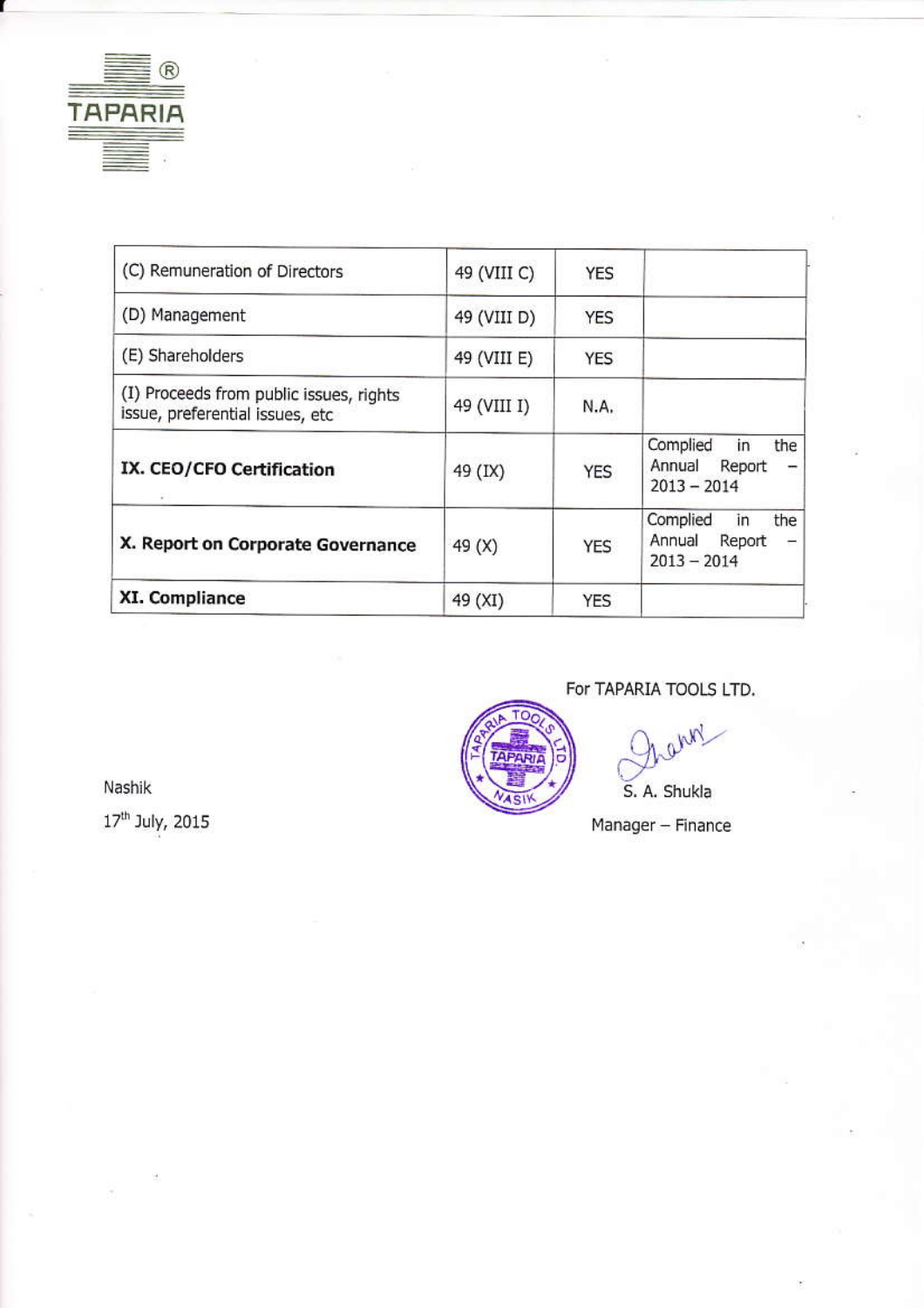| | | | |
|---|---|---|---|
| (C) Remuneration of Directors | 49 (VIII C) | YES | |
| (D) Management | 49 (VIII D) | YES | |
| (E) Shareholders | 49 (VIII E) | YES | |
| (I) Proceeds from public issues, rights issue, preferential issues, etc | 49 (VIII I) | N.A. | |
| **IX. CEO/CFO Certification** | 49 (IX) | YES | Complied in the Annual Report – 2013 – 2014 |
| **X. Report on Corporate Governance** | 49 (X) | YES | Complied in the Annual Report – 2013 – 2014 |
| **XI. Compliance** | 49 (XI) | YES | |

For TAPARIA TOOLS LTD.

S. A. Shukla

Manager – Finance

Nashik

17th July, 2015